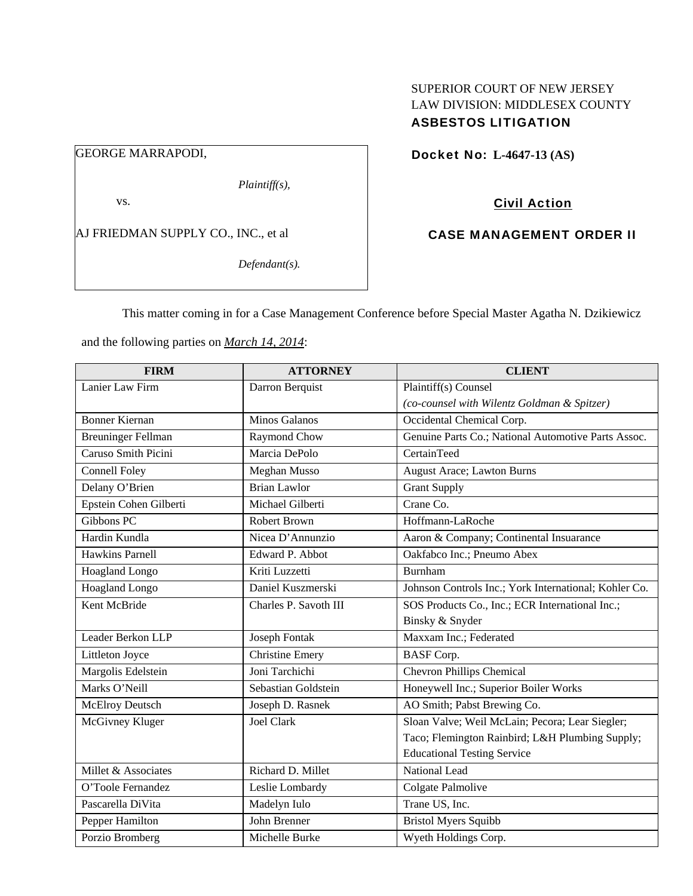SUPERIOR COURT OF NEW JERSEY
LAW DIVISION: MIDDLESEX COUNTY
**ASBESTOS LITIGATION**

GEORGE MARRAPODI,

*Plaintiff(s),*

vs.

AJ FRIEDMAN SUPPLY CO., INC., et al

*Defendant(s).*

**Docket No: L-4647-13 (AS)**

**Civil Action**

**CASE MANAGEMENT ORDER II**

This matter coming in for a Case Management Conference before Special Master Agatha N. Dzikiewicz and the following parties on ***March 14, 2014***:

| FIRM | ATTORNEY | CLIENT |
|---|---|---|
| Lanier Law Firm | Darron Berquist | Plaintiff(s) Counsel *(co-counsel with Wilentz Goldman & Spitzer)* |
| Bonner Kiernan | Minos Galanos | Occidental Chemical Corp. |
| Breuninger Fellman | Raymond Chow | Genuine Parts Co.; National Automotive Parts Assoc. |
| Caruso Smith Picini | Marcia DePolo | CertainTeed |
| Connell Foley | Meghan Musso | August Arace; Lawton Burns |
| Delany O'Brien | Brian Lawlor | Grant Supply |
| Epstein Cohen Gilberti | Michael Gilberti | Crane Co. |
| Gibbons PC | Robert Brown | Hoffmann-LaRoche |
| Hardin Kundla | Nicea D'Annunzio | Aaron & Company; Continental Insuarance |
| Hawkins Parnell | Edward P. Abbot | Oakfabco Inc.; Pneumo Abex |
| Hoagland Longo | Kriti Luzzetti | Burnham |
| Hoagland Longo | Daniel Kuszmerski | Johnson Controls Inc.; York International; Kohler Co. |
| Kent McBride | Charles P. Savoth III | SOS Products Co., Inc.; ECR International Inc.; Binsky & Snyder |
| Leader Berkon LLP | Joseph Fontak | Maxxam Inc.; Federated |
| Littleton Joyce | Christine Emery | BASF Corp. |
| Margolis Edelstein | Joni Tarchichi | Chevron Phillips Chemical |
| Marks O'Neill | Sebastian Goldstein | Honeywell Inc.; Superior Boiler Works |
| McElroy Deutsch | Joseph D. Rasnek | AO Smith; Pabst Brewing Co. |
| McGivney Kluger | Joel Clark | Sloan Valve; Weil McLain; Pecora; Lear Siegler; Taco; Flemington Rainbird; L&H Plumbing Supply; Educational Testing Service |
| Millet & Associates | Richard D. Millet | National Lead |
| O'Toole Fernandez | Leslie Lombardy | Colgate Palmolive |
| Pascarella DiVita | Madelyn Iulo | Trane US, Inc. |
| Pepper Hamilton | John Brenner | Bristol Myers Squibb |
| Porzio Bromberg | Michelle Burke | Wyeth Holdings Corp. |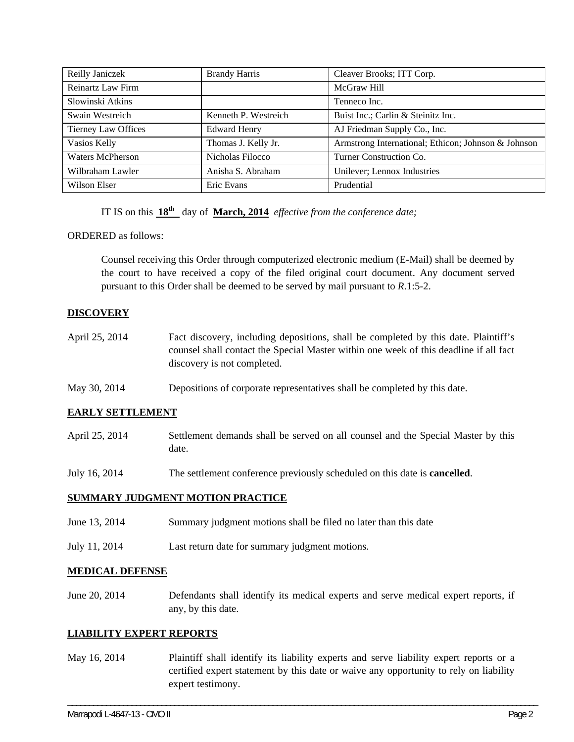| Reilly Janiczek | Brandy Harris | Cleaver Brooks; ITT Corp. |
|---|---|---|
| Reinartz Law Firm | | McGraw Hill |
| Slowinski Atkins | | Tenneco Inc. |
| Swain Westreich | Kenneth P. Westreich | Buist Inc.; Carlin & Steinitz Inc. |
| Tierney Law Offices | Edward Henry | AJ Friedman Supply Co., Inc. |
| Vasios Kelly | Thomas J. Kelly Jr. | Armstrong International; Ethicon; Johnson & Johnson |
| Waters McPherson | Nicholas Filocco | Turner Construction Co. |
| Wilbraham Lawler | Anisha S. Abraham | Unilever; Lennox Industries |
| Wilson Elser | Eric Evans | Prudential |

IT IS on this **18th** day of **March, 2014** *effective from the conference date;*

ORDERED as follows:

Counsel receiving this Order through computerized electronic medium (E-Mail) shall be deemed by the court to have received a copy of the filed original court document. Any document served pursuant to this Order shall be deemed to be served by mail pursuant to *R*.1:5-2.

**DISCOVERY**

April 25, 2014 — Fact discovery, including depositions, shall be completed by this date. Plaintiff's counsel shall contact the Special Master within one week of this deadline if all fact discovery is not completed.

May 30, 2014 — Depositions of corporate representatives shall be completed by this date.

**EARLY SETTLEMENT**

April 25, 2014 — Settlement demands shall be served on all counsel and the Special Master by this date.

July 16, 2014 — The settlement conference previously scheduled on this date is **cancelled**.

**SUMMARY JUDGMENT MOTION PRACTICE**

June 13, 2014 — Summary judgment motions shall be filed no later than this date

July 11, 2014 — Last return date for summary judgment motions.

**MEDICAL DEFENSE**

June 20, 2014 — Defendants shall identify its medical experts and serve medical expert reports, if any, by this date.

**LIABILITY EXPERT REPORTS**

May 16, 2014 — Plaintiff shall identify its liability experts and serve liability expert reports or a certified expert statement by this date or waive any opportunity to rely on liability expert testimony.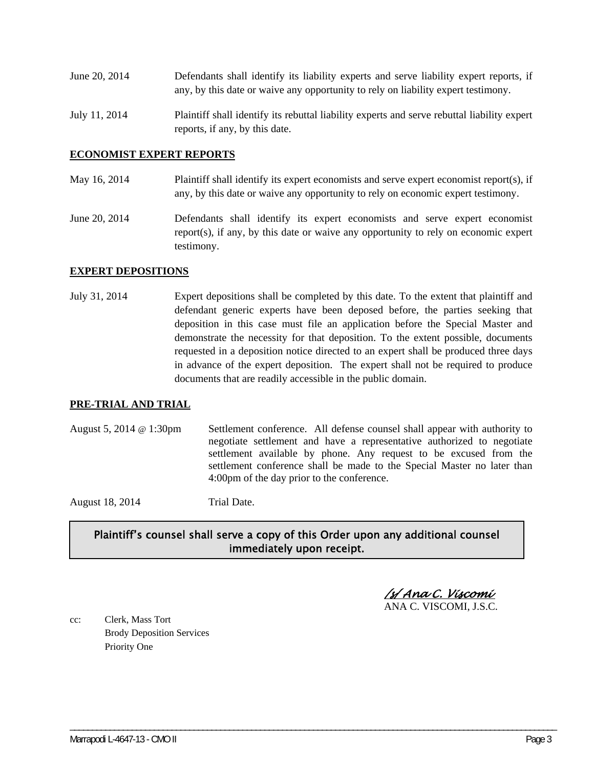June 20, 2014 — Defendants shall identify its liability experts and serve liability expert reports, if any, by this date or waive any opportunity to rely on liability expert testimony.

July 11, 2014 — Plaintiff shall identify its rebuttal liability experts and serve rebuttal liability expert reports, if any, by this date.

**ECONOMIST EXPERT REPORTS**

May 16, 2014 — Plaintiff shall identify its expert economists and serve expert economist report(s), if any, by this date or waive any opportunity to rely on economic expert testimony.

June 20, 2014 — Defendants shall identify its expert economists and serve expert economist report(s), if any, by this date or waive any opportunity to rely on economic expert testimony.

**EXPERT DEPOSITIONS**

July 31, 2014 — Expert depositions shall be completed by this date. To the extent that plaintiff and defendant generic experts have been deposed before, the parties seeking that deposition in this case must file an application before the Special Master and demonstrate the necessity for that deposition. To the extent possible, documents requested in a deposition notice directed to an expert shall be produced three days in advance of the expert deposition. The expert shall not be required to produce documents that are readily accessible in the public domain.

**PRE-TRIAL AND TRIAL**

August 5, 2014 @ 1:30pm — Settlement conference. All defense counsel shall appear with authority to negotiate settlement and have a representative authorized to negotiate settlement available by phone. Any request to be excused from the settlement conference shall be made to the Special Master no later than 4:00pm of the day prior to the conference.

August 18, 2014 — Trial Date.

**Plaintiff's counsel shall serve a copy of this Order upon any additional counsel immediately upon receipt.**

/s/ Ana C. Viscomi
ANA C. VISCOMI, J.S.C.

cc: Clerk, Mass Tort
Brody Deposition Services
Priority One